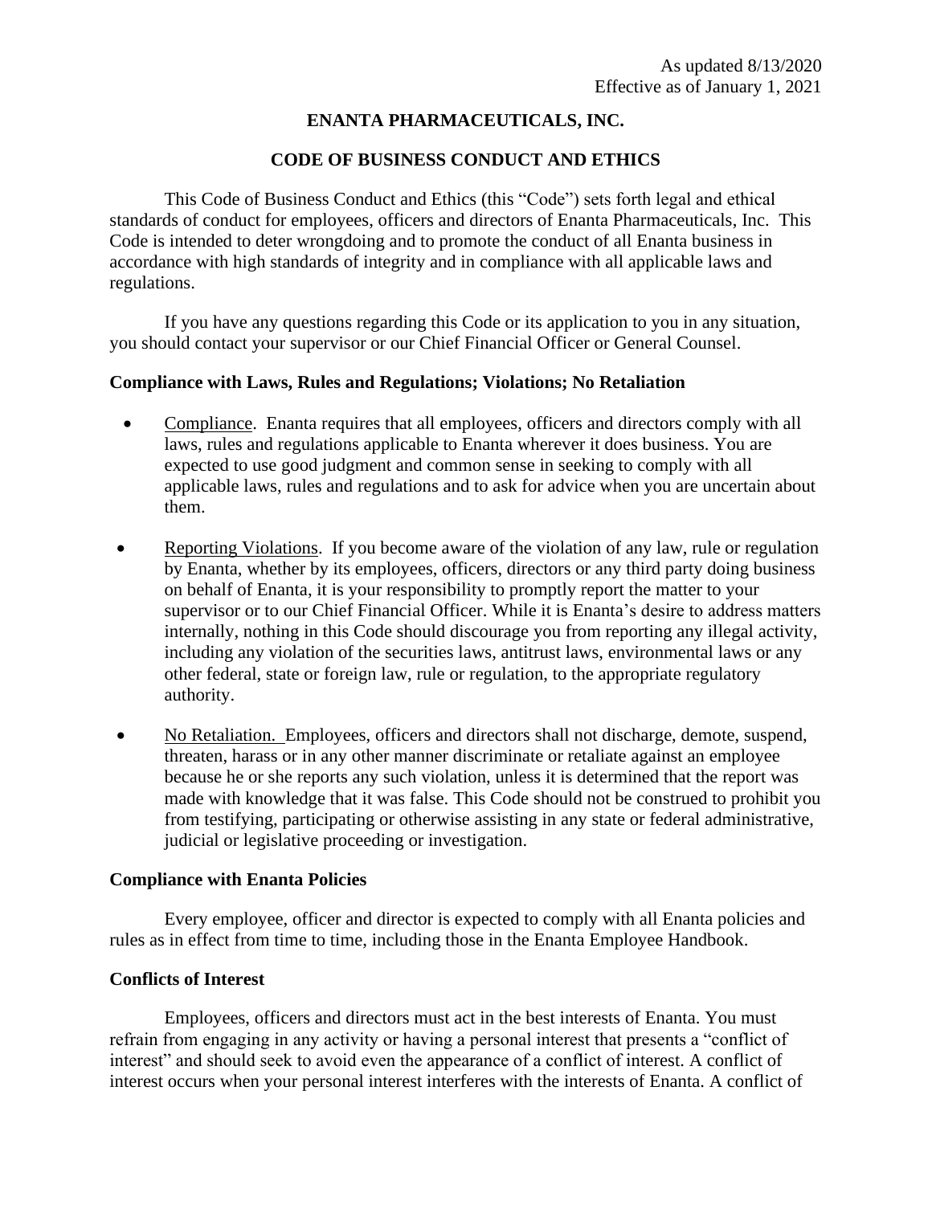As updated 8/13/2020
Effective as of January 1, 2021

# ENANTA PHARMACEUTICALS, INC.

## CODE OF BUSINESS CONDUCT AND ETHICS

This Code of Business Conduct and Ethics (this "Code") sets forth legal and ethical standards of conduct for employees, officers and directors of Enanta Pharmaceuticals, Inc. This Code is intended to deter wrongdoing and to promote the conduct of all Enanta business in accordance with high standards of integrity and in compliance with all applicable laws and regulations.

If you have any questions regarding this Code or its application to you in any situation, you should contact your supervisor or our Chief Financial Officer or General Counsel.

### Compliance with Laws, Rules and Regulations; Violations; No Retaliation

- Compliance. Enanta requires that all employees, officers and directors comply with all laws, rules and regulations applicable to Enanta wherever it does business. You are expected to use good judgment and common sense in seeking to comply with all applicable laws, rules and regulations and to ask for advice when you are uncertain about them.

- Reporting Violations. If you become aware of the violation of any law, rule or regulation by Enanta, whether by its employees, officers, directors or any third party doing business on behalf of Enanta, it is your responsibility to promptly report the matter to your supervisor or to our Chief Financial Officer. While it is Enanta's desire to address matters internally, nothing in this Code should discourage you from reporting any illegal activity, including any violation of the securities laws, antitrust laws, environmental laws or any other federal, state or foreign law, rule or regulation, to the appropriate regulatory authority.

- No Retaliation. Employees, officers and directors shall not discharge, demote, suspend, threaten, harass or in any other manner discriminate or retaliate against an employee because he or she reports any such violation, unless it is determined that the report was made with knowledge that it was false. This Code should not be construed to prohibit you from testifying, participating or otherwise assisting in any state or federal administrative, judicial or legislative proceeding or investigation.

### Compliance with Enanta Policies

Every employee, officer and director is expected to comply with all Enanta policies and rules as in effect from time to time, including those in the Enanta Employee Handbook.

### Conflicts of Interest

Employees, officers and directors must act in the best interests of Enanta. You must refrain from engaging in any activity or having a personal interest that presents a "conflict of interest" and should seek to avoid even the appearance of a conflict of interest. A conflict of interest occurs when your personal interest interferes with the interests of Enanta. A conflict of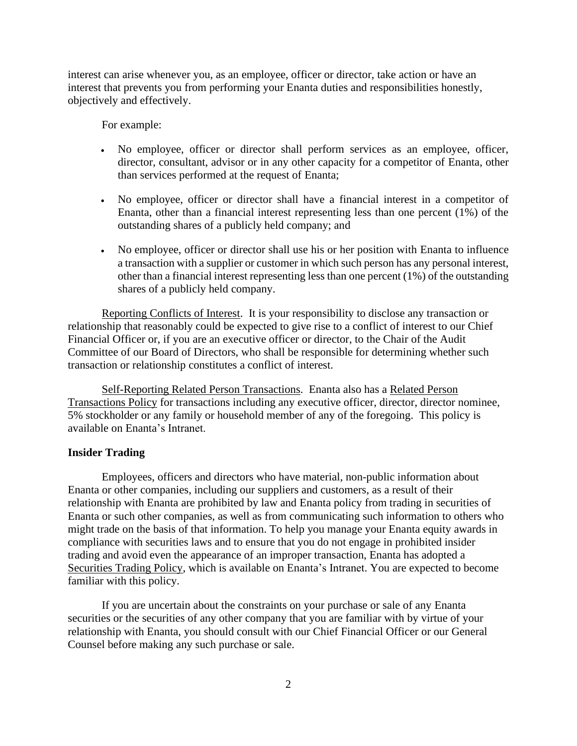interest can arise whenever you, as an employee, officer or director, take action or have an interest that prevents you from performing your Enanta duties and responsibilities honestly, objectively and effectively.

For example:

- No employee, officer or director shall perform services as an employee, officer, director, consultant, advisor or in any other capacity for a competitor of Enanta, other than services performed at the request of Enanta;
- No employee, officer or director shall have a financial interest in a competitor of Enanta, other than a financial interest representing less than one percent (1%) of the outstanding shares of a publicly held company; and
- No employee, officer or director shall use his or her position with Enanta to influence a transaction with a supplier or customer in which such person has any personal interest, other than a financial interest representing less than one percent (1%) of the outstanding shares of a publicly held company.

Reporting Conflicts of Interest. It is your responsibility to disclose any transaction or relationship that reasonably could be expected to give rise to a conflict of interest to our Chief Financial Officer or, if you are an executive officer or director, to the Chair of the Audit Committee of our Board of Directors, who shall be responsible for determining whether such transaction or relationship constitutes a conflict of interest.

Self-Reporting Related Person Transactions. Enanta also has a Related Person Transactions Policy for transactions including any executive officer, director, director nominee, 5% stockholder or any family or household member of any of the foregoing. This policy is available on Enanta's Intranet.

**Insider Trading**

Employees, officers and directors who have material, non-public information about Enanta or other companies, including our suppliers and customers, as a result of their relationship with Enanta are prohibited by law and Enanta policy from trading in securities of Enanta or such other companies, as well as from communicating such information to others who might trade on the basis of that information. To help you manage your Enanta equity awards in compliance with securities laws and to ensure that you do not engage in prohibited insider trading and avoid even the appearance of an improper transaction, Enanta has adopted a Securities Trading Policy, which is available on Enanta's Intranet. You are expected to become familiar with this policy.

If you are uncertain about the constraints on your purchase or sale of any Enanta securities or the securities of any other company that you are familiar with by virtue of your relationship with Enanta, you should consult with our Chief Financial Officer or our General Counsel before making any such purchase or sale.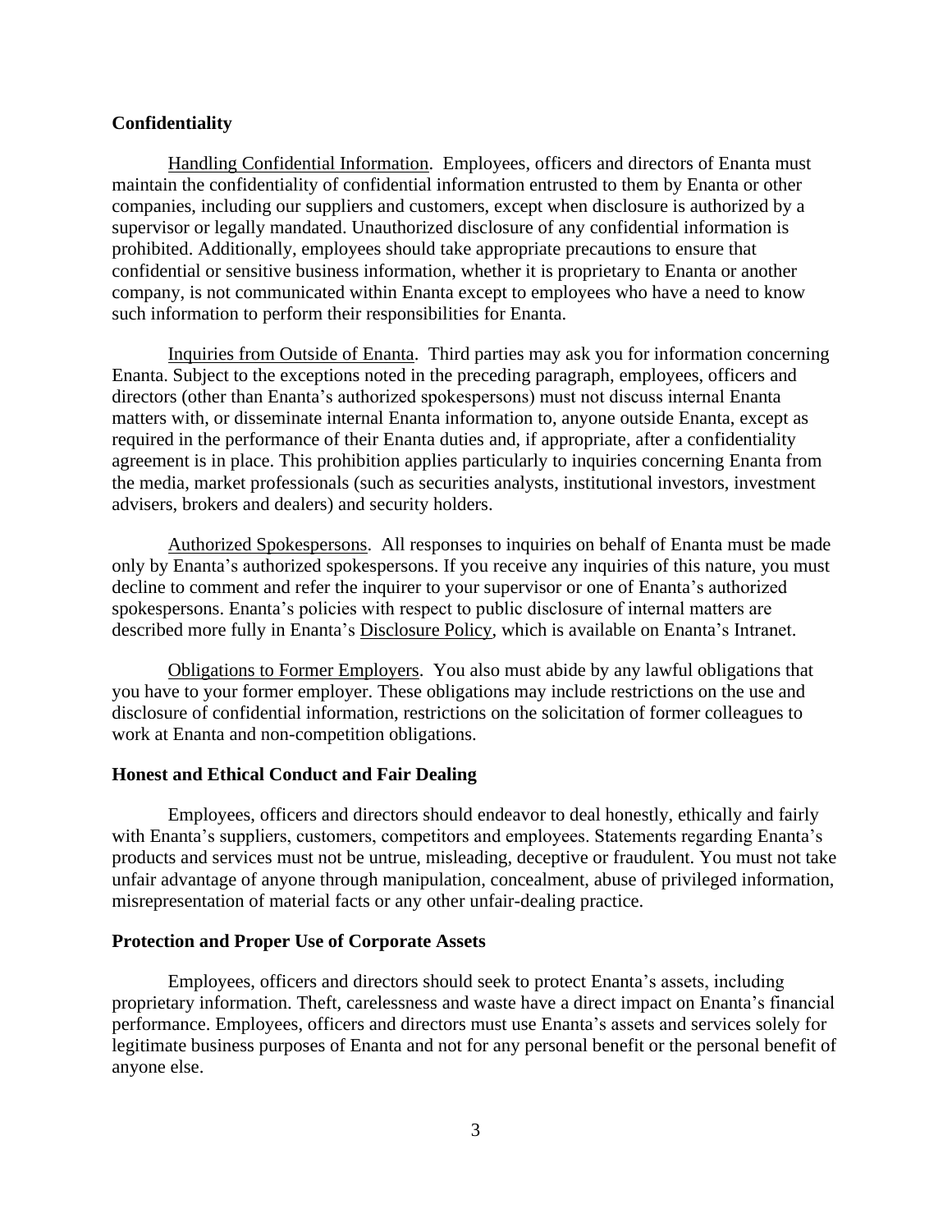**Confidentiality**

Handling Confidential Information. Employees, officers and directors of Enanta must maintain the confidentiality of confidential information entrusted to them by Enanta or other companies, including our suppliers and customers, except when disclosure is authorized by a supervisor or legally mandated. Unauthorized disclosure of any confidential information is prohibited. Additionally, employees should take appropriate precautions to ensure that confidential or sensitive business information, whether it is proprietary to Enanta or another company, is not communicated within Enanta except to employees who have a need to know such information to perform their responsibilities for Enanta.

Inquiries from Outside of Enanta. Third parties may ask you for information concerning Enanta. Subject to the exceptions noted in the preceding paragraph, employees, officers and directors (other than Enanta's authorized spokespersons) must not discuss internal Enanta matters with, or disseminate internal Enanta information to, anyone outside Enanta, except as required in the performance of their Enanta duties and, if appropriate, after a confidentiality agreement is in place. This prohibition applies particularly to inquiries concerning Enanta from the media, market professionals (such as securities analysts, institutional investors, investment advisers, brokers and dealers) and security holders.

Authorized Spokespersons. All responses to inquiries on behalf of Enanta must be made only by Enanta's authorized spokespersons. If you receive any inquiries of this nature, you must decline to comment and refer the inquirer to your supervisor or one of Enanta's authorized spokespersons. Enanta's policies with respect to public disclosure of internal matters are described more fully in Enanta's Disclosure Policy, which is available on Enanta's Intranet.

Obligations to Former Employers. You also must abide by any lawful obligations that you have to your former employer. These obligations may include restrictions on the use and disclosure of confidential information, restrictions on the solicitation of former colleagues to work at Enanta and non-competition obligations.

**Honest and Ethical Conduct and Fair Dealing**

Employees, officers and directors should endeavor to deal honestly, ethically and fairly with Enanta's suppliers, customers, competitors and employees. Statements regarding Enanta's products and services must not be untrue, misleading, deceptive or fraudulent. You must not take unfair advantage of anyone through manipulation, concealment, abuse of privileged information, misrepresentation of material facts or any other unfair-dealing practice.

**Protection and Proper Use of Corporate Assets**

Employees, officers and directors should seek to protect Enanta's assets, including proprietary information. Theft, carelessness and waste have a direct impact on Enanta's financial performance. Employees, officers and directors must use Enanta's assets and services solely for legitimate business purposes of Enanta and not for any personal benefit or the personal benefit of anyone else.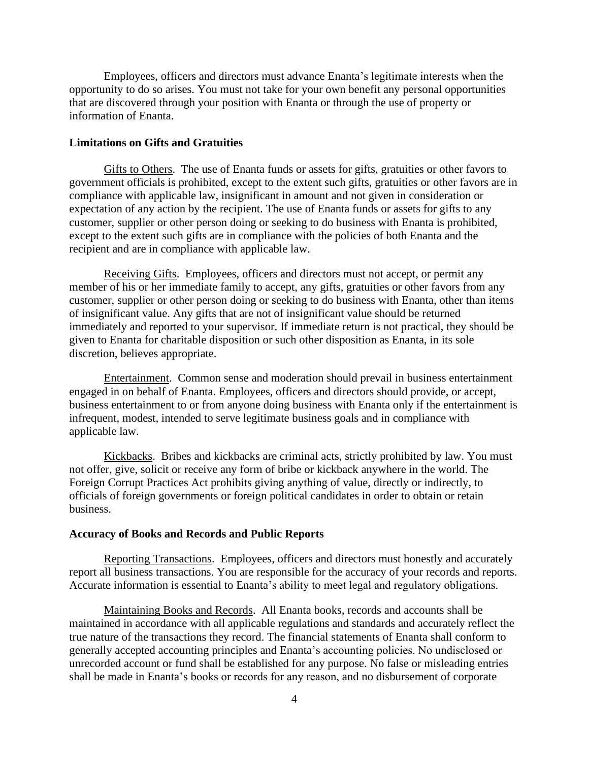Employees, officers and directors must advance Enanta's legitimate interests when the opportunity to do so arises. You must not take for your own benefit any personal opportunities that are discovered through your position with Enanta or through the use of property or information of Enanta.

**Limitations on Gifts and Gratuities**

<u>Gifts to Others</u>. The use of Enanta funds or assets for gifts, gratuities or other favors to government officials is prohibited, except to the extent such gifts, gratuities or other favors are in compliance with applicable law, insignificant in amount and not given in consideration or expectation of any action by the recipient. The use of Enanta funds or assets for gifts to any customer, supplier or other person doing or seeking to do business with Enanta is prohibited, except to the extent such gifts are in compliance with the policies of both Enanta and the recipient and are in compliance with applicable law.

<u>Receiving Gifts</u>. Employees, officers and directors must not accept, or permit any member of his or her immediate family to accept, any gifts, gratuities or other favors from any customer, supplier or other person doing or seeking to do business with Enanta, other than items of insignificant value. Any gifts that are not of insignificant value should be returned immediately and reported to your supervisor. If immediate return is not practical, they should be given to Enanta for charitable disposition or such other disposition as Enanta, in its sole discretion, believes appropriate.

<u>Entertainment</u>. Common sense and moderation should prevail in business entertainment engaged in on behalf of Enanta. Employees, officers and directors should provide, or accept, business entertainment to or from anyone doing business with Enanta only if the entertainment is infrequent, modest, intended to serve legitimate business goals and in compliance with applicable law.

<u>Kickbacks</u>. Bribes and kickbacks are criminal acts, strictly prohibited by law. You must not offer, give, solicit or receive any form of bribe or kickback anywhere in the world. The Foreign Corrupt Practices Act prohibits giving anything of value, directly or indirectly, to officials of foreign governments or foreign political candidates in order to obtain or retain business.

**Accuracy of Books and Records and Public Reports**

<u>Reporting Transactions</u>. Employees, officers and directors must honestly and accurately report all business transactions. You are responsible for the accuracy of your records and reports. Accurate information is essential to Enanta's ability to meet legal and regulatory obligations.

<u>Maintaining Books and Records</u>. All Enanta books, records and accounts shall be maintained in accordance with all applicable regulations and standards and accurately reflect the true nature of the transactions they record. The financial statements of Enanta shall conform to generally accepted accounting principles and Enanta's accounting policies. No undisclosed or unrecorded account or fund shall be established for any purpose. No false or misleading entries shall be made in Enanta's books or records for any reason, and no disbursement of corporate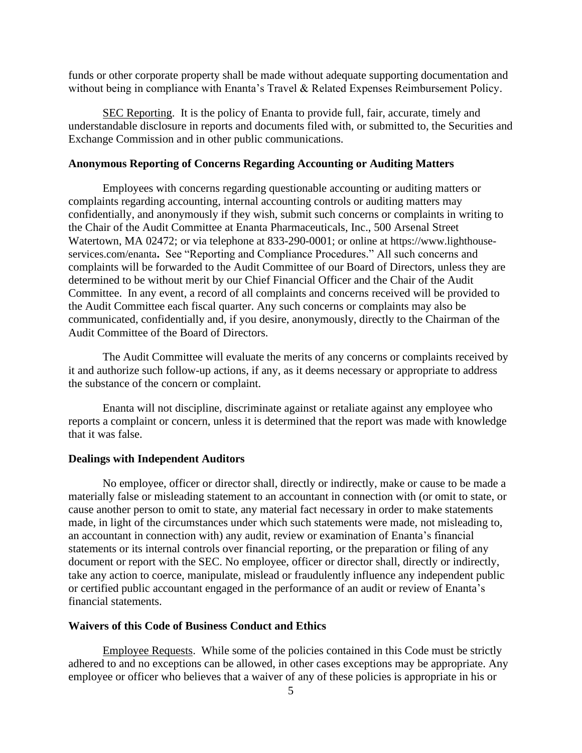funds or other corporate property shall be made without adequate supporting documentation and without being in compliance with Enanta's Travel & Related Expenses Reimbursement Policy.

SEC Reporting. It is the policy of Enanta to provide full, fair, accurate, timely and understandable disclosure in reports and documents filed with, or submitted to, the Securities and Exchange Commission and in other public communications.

**Anonymous Reporting of Concerns Regarding Accounting or Auditing Matters**

Employees with concerns regarding questionable accounting or auditing matters or complaints regarding accounting, internal accounting controls or auditing matters may confidentially, and anonymously if they wish, submit such concerns or complaints in writing to the Chair of the Audit Committee at Enanta Pharmaceuticals, Inc., 500 Arsenal Street Watertown, MA 02472; or via telephone at 833-290-0001; or online at https://www.lighthouse-services.com/enanta**.** See "Reporting and Compliance Procedures." All such concerns and complaints will be forwarded to the Audit Committee of our Board of Directors, unless they are determined to be without merit by our Chief Financial Officer and the Chair of the Audit Committee. In any event, a record of all complaints and concerns received will be provided to the Audit Committee each fiscal quarter. Any such concerns or complaints may also be communicated, confidentially and, if you desire, anonymously, directly to the Chairman of the Audit Committee of the Board of Directors.

The Audit Committee will evaluate the merits of any concerns or complaints received by it and authorize such follow-up actions, if any, as it deems necessary or appropriate to address the substance of the concern or complaint.

Enanta will not discipline, discriminate against or retaliate against any employee who reports a complaint or concern, unless it is determined that the report was made with knowledge that it was false.

**Dealings with Independent Auditors**

No employee, officer or director shall, directly or indirectly, make or cause to be made a materially false or misleading statement to an accountant in connection with (or omit to state, or cause another person to omit to state, any material fact necessary in order to make statements made, in light of the circumstances under which such statements were made, not misleading to, an accountant in connection with) any audit, review or examination of Enanta's financial statements or its internal controls over financial reporting, or the preparation or filing of any document or report with the SEC. No employee, officer or director shall, directly or indirectly, take any action to coerce, manipulate, mislead or fraudulently influence any independent public or certified public accountant engaged in the performance of an audit or review of Enanta's financial statements.

**Waivers of this Code of Business Conduct and Ethics**

Employee Requests. While some of the policies contained in this Code must be strictly adhered to and no exceptions can be allowed, in other cases exceptions may be appropriate. Any employee or officer who believes that a waiver of any of these policies is appropriate in his or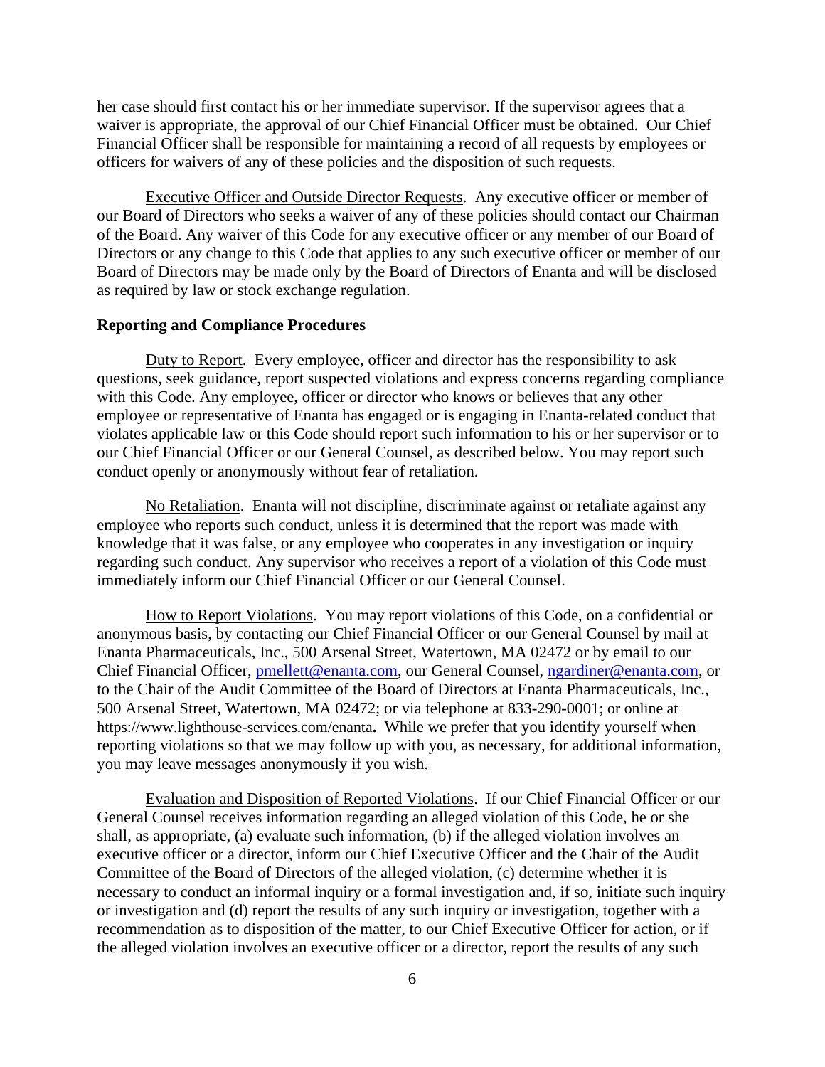her case should first contact his or her immediate supervisor. If the supervisor agrees that a waiver is appropriate, the approval of our Chief Financial Officer must be obtained. Our Chief Financial Officer shall be responsible for maintaining a record of all requests by employees or officers for waivers of any of these policies and the disposition of such requests.

Executive Officer and Outside Director Requests. Any executive officer or member of our Board of Directors who seeks a waiver of any of these policies should contact our Chairman of the Board. Any waiver of this Code for any executive officer or any member of our Board of Directors or any change to this Code that applies to any such executive officer or member of our Board of Directors may be made only by the Board of Directors of Enanta and will be disclosed as required by law or stock exchange regulation.

**Reporting and Compliance Procedures**

Duty to Report. Every employee, officer and director has the responsibility to ask questions, seek guidance, report suspected violations and express concerns regarding compliance with this Code. Any employee, officer or director who knows or believes that any other employee or representative of Enanta has engaged or is engaging in Enanta-related conduct that violates applicable law or this Code should report such information to his or her supervisor or to our Chief Financial Officer or our General Counsel, as described below. You may report such conduct openly or anonymously without fear of retaliation.

No Retaliation. Enanta will not discipline, discriminate against or retaliate against any employee who reports such conduct, unless it is determined that the report was made with knowledge that it was false, or any employee who cooperates in any investigation or inquiry regarding such conduct. Any supervisor who receives a report of a violation of this Code must immediately inform our Chief Financial Officer or our General Counsel.

How to Report Violations. You may report violations of this Code, on a confidential or anonymous basis, by contacting our Chief Financial Officer or our General Counsel by mail at Enanta Pharmaceuticals, Inc., 500 Arsenal Street, Watertown, MA 02472 or by email to our Chief Financial Officer, pmellett@enanta.com, our General Counsel, ngardiner@enanta.com, or to the Chair of the Audit Committee of the Board of Directors at Enanta Pharmaceuticals, Inc., 500 Arsenal Street, Watertown, MA 02472; or via telephone at 833-290-0001; or online at https://www.lighthouse-services.com/enanta**.** While we prefer that you identify yourself when reporting violations so that we may follow up with you, as necessary, for additional information, you may leave messages anonymously if you wish.

Evaluation and Disposition of Reported Violations. If our Chief Financial Officer or our General Counsel receives information regarding an alleged violation of this Code, he or she shall, as appropriate, (a) evaluate such information, (b) if the alleged violation involves an executive officer or a director, inform our Chief Executive Officer and the Chair of the Audit Committee of the Board of Directors of the alleged violation, (c) determine whether it is necessary to conduct an informal inquiry or a formal investigation and, if so, initiate such inquiry or investigation and (d) report the results of any such inquiry or investigation, together with a recommendation as to disposition of the matter, to our Chief Executive Officer for action, or if the alleged violation involves an executive officer or a director, report the results of any such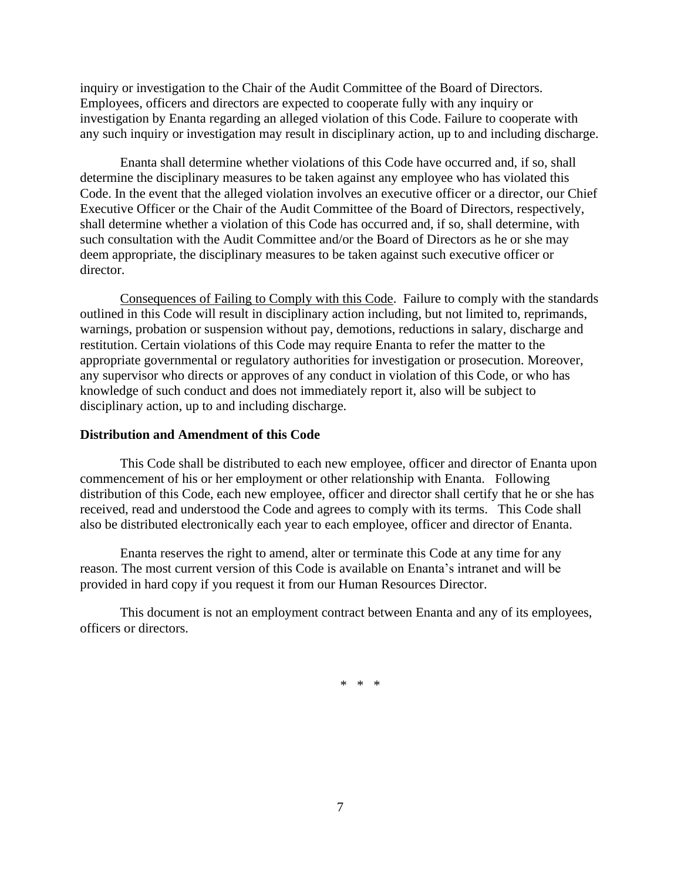inquiry or investigation to the Chair of the Audit Committee of the Board of Directors. Employees, officers and directors are expected to cooperate fully with any inquiry or investigation by Enanta regarding an alleged violation of this Code. Failure to cooperate with any such inquiry or investigation may result in disciplinary action, up to and including discharge.

Enanta shall determine whether violations of this Code have occurred and, if so, shall determine the disciplinary measures to be taken against any employee who has violated this Code. In the event that the alleged violation involves an executive officer or a director, our Chief Executive Officer or the Chair of the Audit Committee of the Board of Directors, respectively, shall determine whether a violation of this Code has occurred and, if so, shall determine, with such consultation with the Audit Committee and/or the Board of Directors as he or she may deem appropriate, the disciplinary measures to be taken against such executive officer or director.

Consequences of Failing to Comply with this Code. Failure to comply with the standards outlined in this Code will result in disciplinary action including, but not limited to, reprimands, warnings, probation or suspension without pay, demotions, reductions in salary, discharge and restitution. Certain violations of this Code may require Enanta to refer the matter to the appropriate governmental or regulatory authorities for investigation or prosecution. Moreover, any supervisor who directs or approves of any conduct in violation of this Code, or who has knowledge of such conduct and does not immediately report it, also will be subject to disciplinary action, up to and including discharge.

**Distribution and Amendment of this Code**

This Code shall be distributed to each new employee, officer and director of Enanta upon commencement of his or her employment or other relationship with Enanta. Following distribution of this Code, each new employee, officer and director shall certify that he or she has received, read and understood the Code and agrees to comply with its terms. This Code shall also be distributed electronically each year to each employee, officer and director of Enanta.

Enanta reserves the right to amend, alter or terminate this Code at any time for any reason. The most current version of this Code is available on Enanta's intranet and will be provided in hard copy if you request it from our Human Resources Director.

This document is not an employment contract between Enanta and any of its employees, officers or directors.

\* \* \*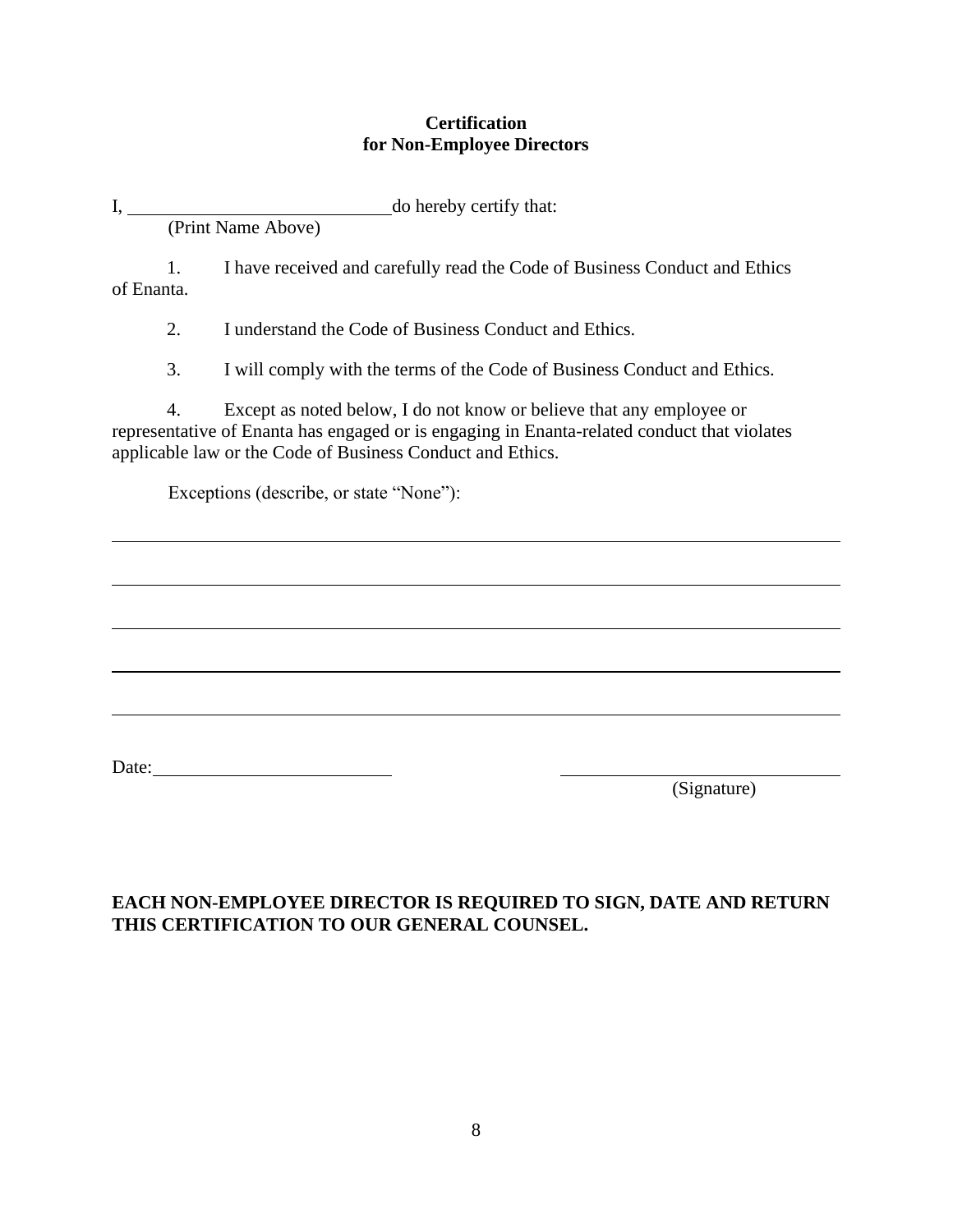**Certification**
**for Non-Employee Directors**

I, ____________________________ do hereby certify that:
(Print Name Above)

1. I have received and carefully read the Code of Business Conduct and Ethics of Enanta.

2. I understand the Code of Business Conduct and Ethics.

3. I will comply with the terms of the Code of Business Conduct and Ethics.

4. Except as noted below, I do not know or believe that any employee or representative of Enanta has engaged or is engaging in Enanta-related conduct that violates applicable law or the Code of Business Conduct and Ethics.

Exceptions (describe, or state "None"):

______________________________________________________________________________

______________________________________________________________________________

______________________________________________________________________________

______________________________________________________________________________

______________________________________________________________________________

Date: __________________________ ______________________________
(Signature)

**EACH NON-EMPLOYEE DIRECTOR IS REQUIRED TO SIGN, DATE AND RETURN THIS CERTIFICATION TO OUR GENERAL COUNSEL.**